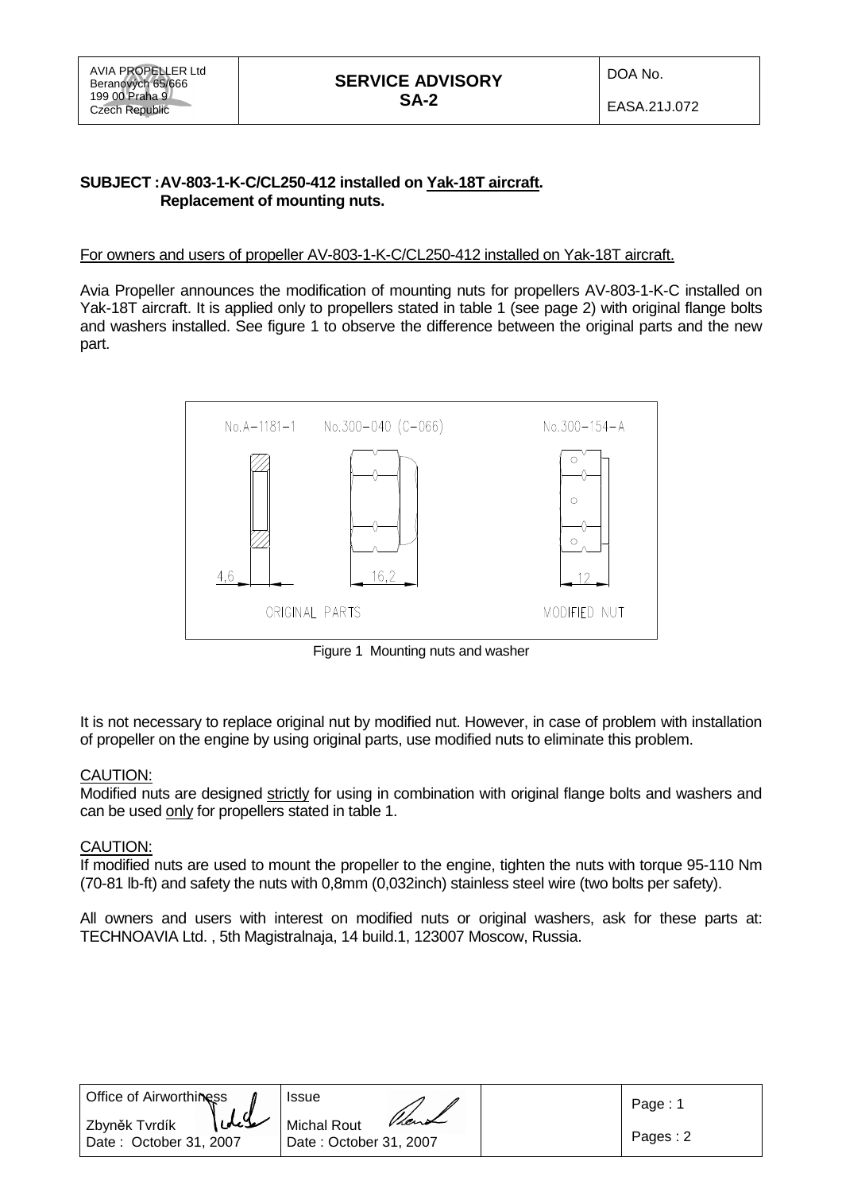| AVIA PROPELLER Ltd<br>Beranových 65/666<br>199 00 Praha 9<br>Czech Republic | **SERVICE ADVISORY**<br>**SA-2** | DOA No.<br><br>EASA.21J.072 |
|---|---|---|

**SUBJECT : AV-803-1-K-C/CL250-412 installed on Yak-18T aircraft.**
**Replacement of mounting nuts.**

For owners and users of propeller AV-803-1-K-C/CL250-412 installed on Yak-18T aircraft.

Avia Propeller announces the modification of mounting nuts for propellers AV-803-1-K-C installed on Yak-18T aircraft. It is applied only to propellers stated in table 1 (see page 2) with original flange bolts and washers installed. See figure 1 to observe the difference between the original parts and the new part.

No.A–1181–1 No.300–040 (C–066) No.300–154–A

4,6 16,2 12

ORIGINAL PARTS MODIFIED NUT

Figure 1 Mounting nuts and washer

It is not necessary to replace original nut by modified nut. However, in case of problem with installation of propeller on the engine by using original parts, use modified nuts to eliminate this problem.

CAUTION:
Modified nuts are designed strictly for using in combination with original flange bolts and washers and can be used only for propellers stated in table 1.

CAUTION:
If modified nuts are used to mount the propeller to the engine, tighten the nuts with torque 95-110 Nm (70-81 lb-ft) and safety the nuts with 0,8mm (0,032inch) stainless steel wire (two bolts per safety).

All owners and users with interest on modified nuts or original washers, ask for these parts at: TECHNOAVIA Ltd. , 5th Magistralnaja, 14 build.1, 123007 Moscow, Russia.

| Office of Airworthiness<br>Zbyněk Tvrdík<br>Date : October 31, 2007 | Issue<br>Michal Rout<br>Date : October 31, 2007 | | Page : 1<br><br>Pages : 2 |
|---|---|---|---|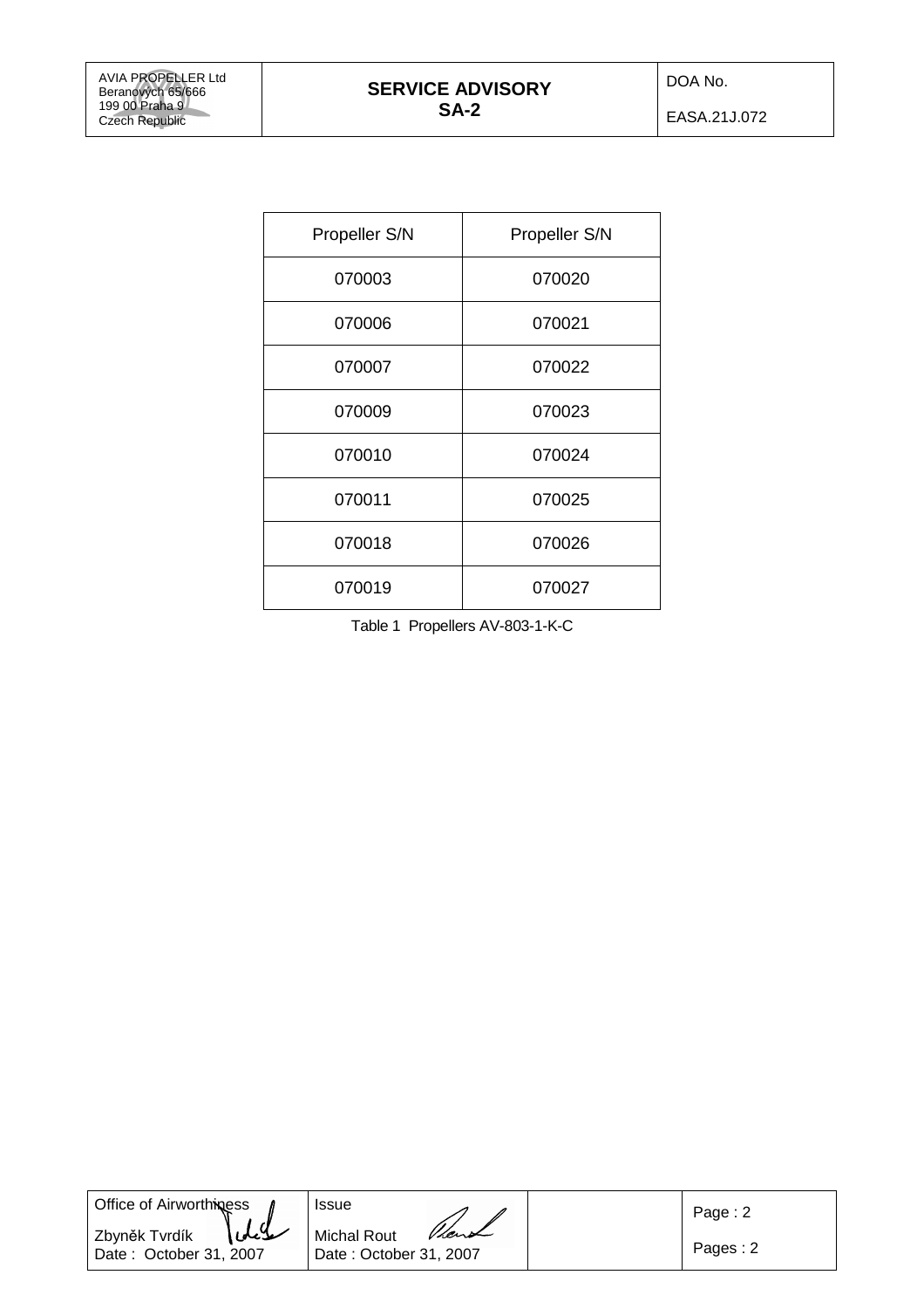| Propeller S/N | Propeller S/N |
|---|---|
| 070003 | 070020 |
| 070006 | 070021 |
| 070007 | 070022 |
| 070009 | 070023 |
| 070010 | 070024 |
| 070011 | 070025 |
| 070018 | 070026 |
| 070019 | 070027 |

Table 1 Propellers AV-803-1-K-C

| Office of Airworthiness | Issue | | |
|---|---|---|---|
| Zbyněk Tvrdík | Michal Rout | | Page : 2 |
| Date : October 31, 2007 | Date : October 31, 2007 | | Pages : 2 |